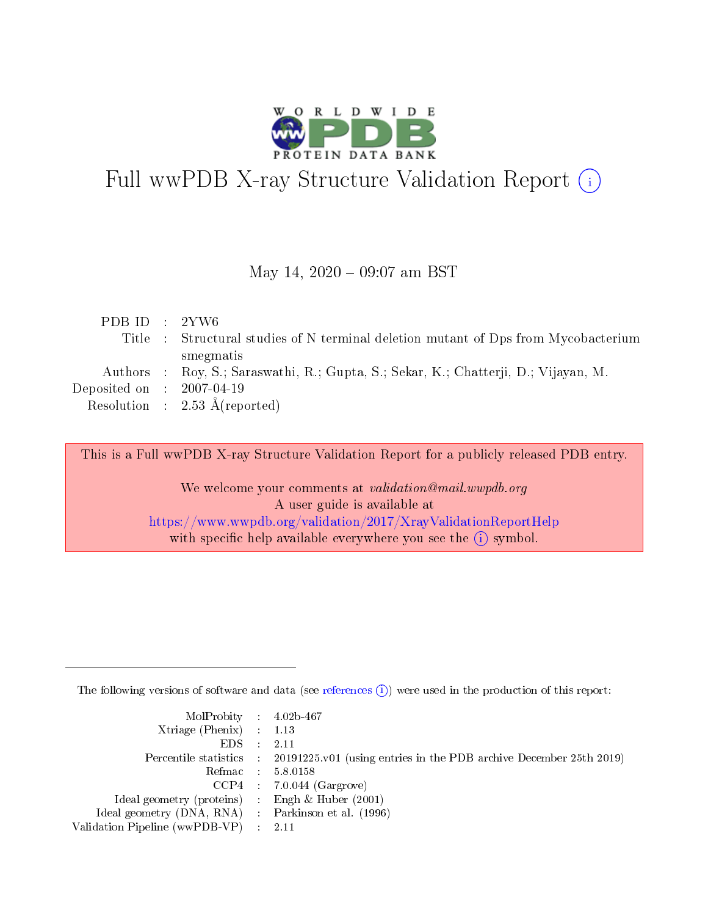# Full wwPDB X-ray Structure Validation Report (i)

May 14, 2020 – 09:07 am BST

| | | |
|---|---|---|
| PDB ID | : | 2YW6 |
| Title | : | Structural studies of N terminal deletion mutant of Dps from Mycobacterium smegmatis |
| Authors | : | Roy, S.; Saraswathi, R.; Gupta, S.; Sekar, K.; Chatterji, D.; Vijayan, M. |
| Deposited on | : | 2007-04-19 |
| Resolution | : | 2.53 Å(reported) |

This is a Full wwPDB X-ray Structure Validation Report for a publicly released PDB entry.

We welcome your comments at *validation@mail.wwpdb.org*
A user guide is available at
https://www.wwpdb.org/validation/2017/XrayValidationReportHelp
with specific help available everywhere you see the (i) symbol.

---

The following versions of software and data (see references (i)) were used in the production of this report:

| | | |
|---|---|---|
| MolProbity | : | 4.02b-467 |
| Xtriage (Phenix) | : | 1.13 |
| EDS | : | 2.11 |
| Percentile statistics | : | 20191225.v01 (using entries in the PDB archive December 25th 2019) |
| Refmac | : | 5.8.0158 |
| CCP4 | : | 7.0.044 (Gargrove) |
| Ideal geometry (proteins) | : | Engh & Huber (2001) |
| Ideal geometry (DNA, RNA) | : | Parkinson et al. (1996) |
| Validation Pipeline (wwPDB-VP) | : | 2.11 |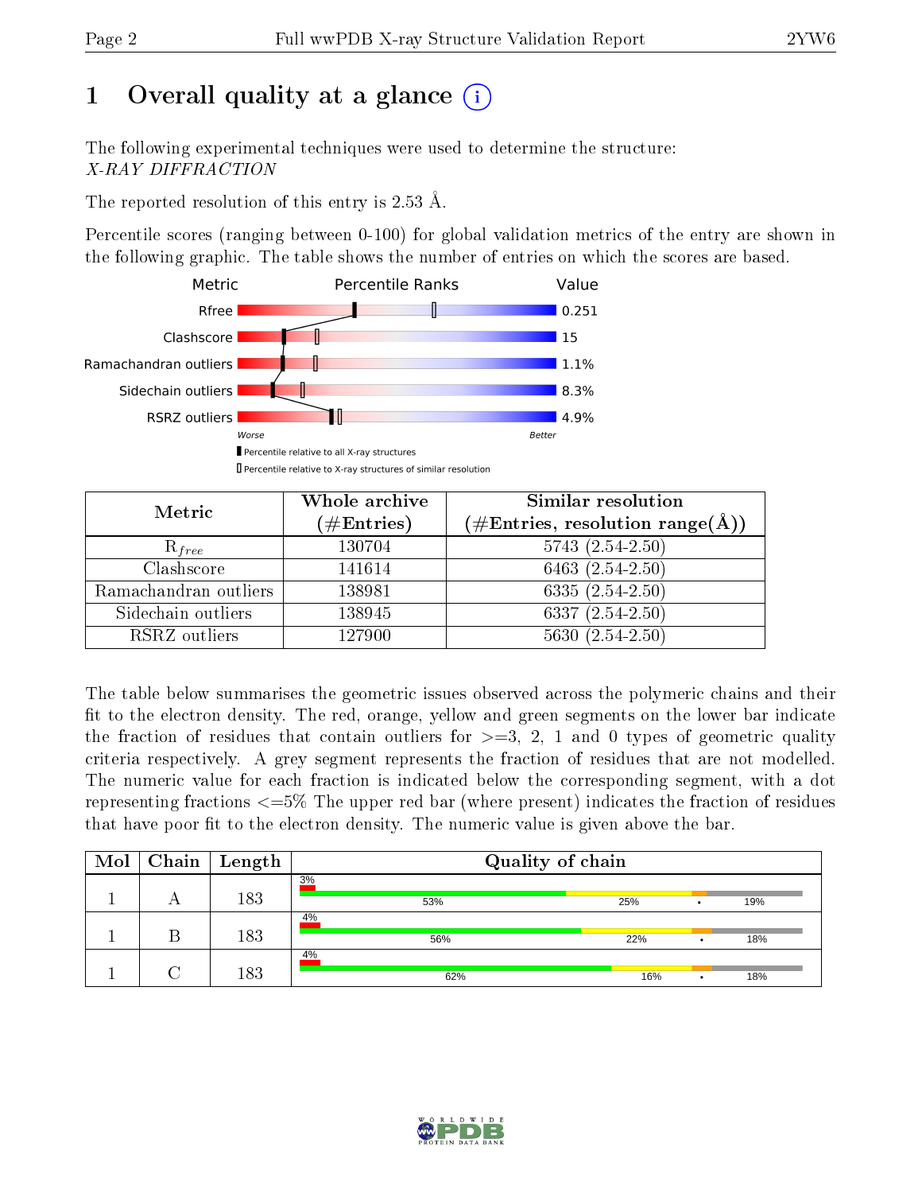# 1 Overall quality at a glance (i)

The following experimental techniques were used to determine the structure:
*X-RAY DIFFRACTION*

The reported resolution of this entry is 2.53 Å.

Percentile scores (ranging between 0-100) for global validation metrics of the entry are shown in the following graphic. The table shows the number of entries on which the scores are based.

| Metric | Value |
|---|---|
| Rfree | 0.251 |
| Clashscore | 15 |
| Ramachandran outliers | 1.1% |
| Sidechain outliers | 8.3% |
| RSRZ outliers | 4.9% |

Worse — Better

▮ Percentile relative to all X-ray structures
▯ Percentile relative to X-ray structures of similar resolution

| Metric | Whole archive (#Entries) | Similar resolution (#Entries, resolution range(Å)) |
|---|---|---|
| $R_{free}$ | 130704 | 5743 (2.54-2.50) |
| Clashscore | 141614 | 6463 (2.54-2.50) |
| Ramachandran outliers | 138981 | 6335 (2.54-2.50) |
| Sidechain outliers | 138945 | 6337 (2.54-2.50) |
| RSRZ outliers | 127900 | 5630 (2.54-2.50) |

The table below summarises the geometric issues observed across the polymeric chains and their fit to the electron density. The red, orange, yellow and green segments on the lower bar indicate the fraction of residues that contain outliers for >=3, 2, 1 and 0 types of geometric quality criteria respectively. A grey segment represents the fraction of residues that are not modelled. The numeric value for each fraction is indicated below the corresponding segment, with a dot representing fractions <=5% The upper red bar (where present) indicates the fraction of residues that have poor fit to the electron density. The numeric value is given above the bar.

| Mol | Chain | Length | Quality of chain |
|---|---|---|---|
| 1 | A | 183 | 3% / 53% / 25% / • / 19% |
| 1 | B | 183 | 4% / 56% / 22% / • / 18% |
| 1 | C | 183 | 4% / 62% / 16% / • / 18% |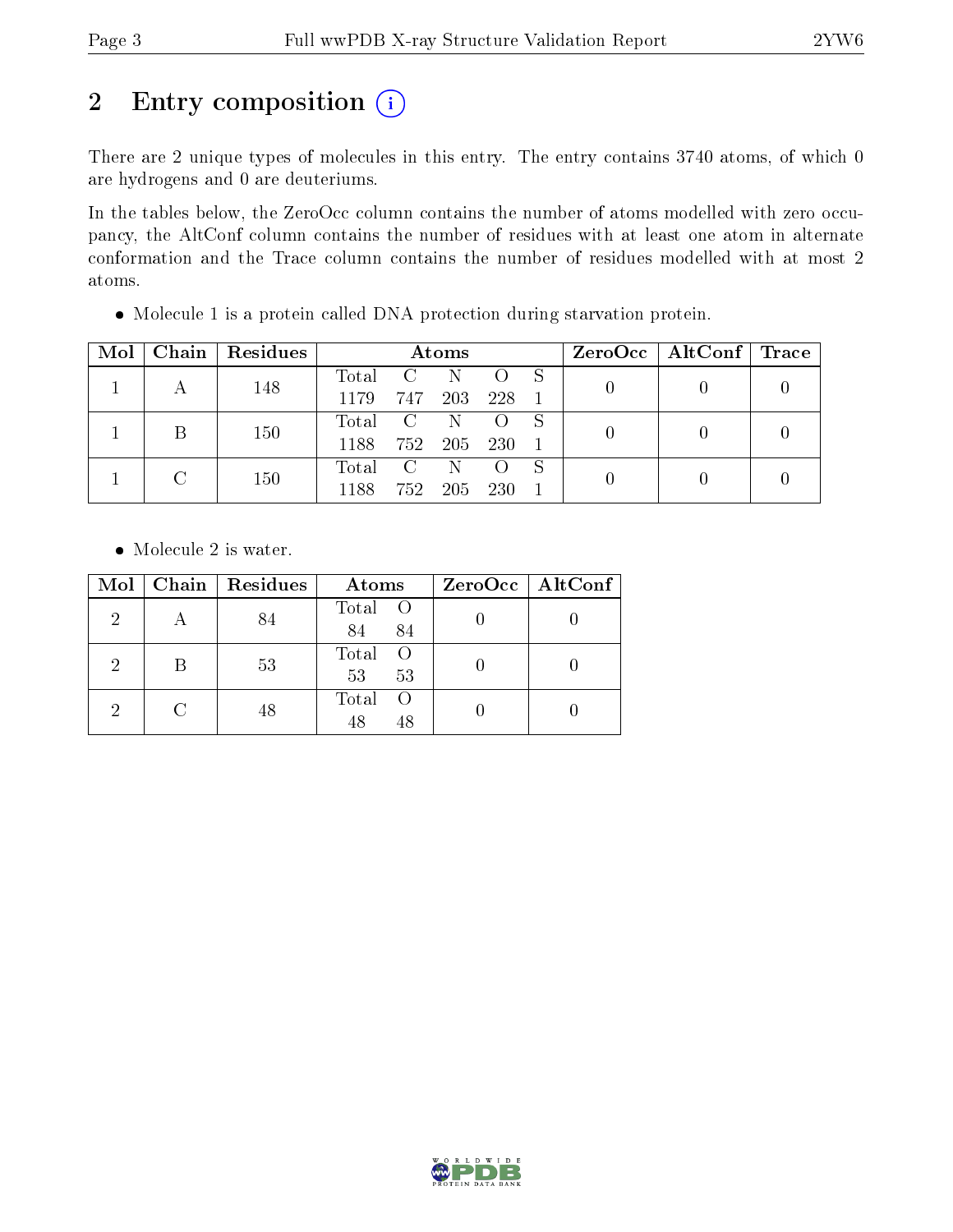# 2 Entry composition

There are 2 unique types of molecules in this entry. The entry contains 3740 atoms, of which 0 are hydrogens and 0 are deuteriums.

In the tables below, the ZeroOcc column contains the number of atoms modelled with zero occupancy, the AltConf column contains the number of residues with at least one atom in alternate conformation and the Trace column contains the number of residues modelled with at most 2 atoms.

- Molecule 1 is a protein called DNA protection during starvation protein.

| Mol | Chain | Residues | Atoms | | | | | ZeroOcc | AltConf | Trace |
|---|---|---|---|---|---|---|---|---|---|---|
| 1 | A | 148 | Total<br>1179 | C<br>747 | N<br>203 | O<br>228 | S<br>1 | 0 | 0 | 0 |
| 1 | B | 150 | Total<br>1188 | C<br>752 | N<br>205 | O<br>230 | S<br>1 | 0 | 0 | 0 |
| 1 | C | 150 | Total<br>1188 | C<br>752 | N<br>205 | O<br>230 | S<br>1 | 0 | 0 | 0 |

- Molecule 2 is water.

| Mol | Chain | Residues | Atoms | | ZeroOcc | AltConf |
|---|---|---|---|---|---|---|
| 2 | A | 84 | Total<br>84 | O<br>84 | 0 | 0 |
| 2 | B | 53 | Total<br>53 | O<br>53 | 0 | 0 |
| 2 | C | 48 | Total<br>48 | O<br>48 | 0 | 0 |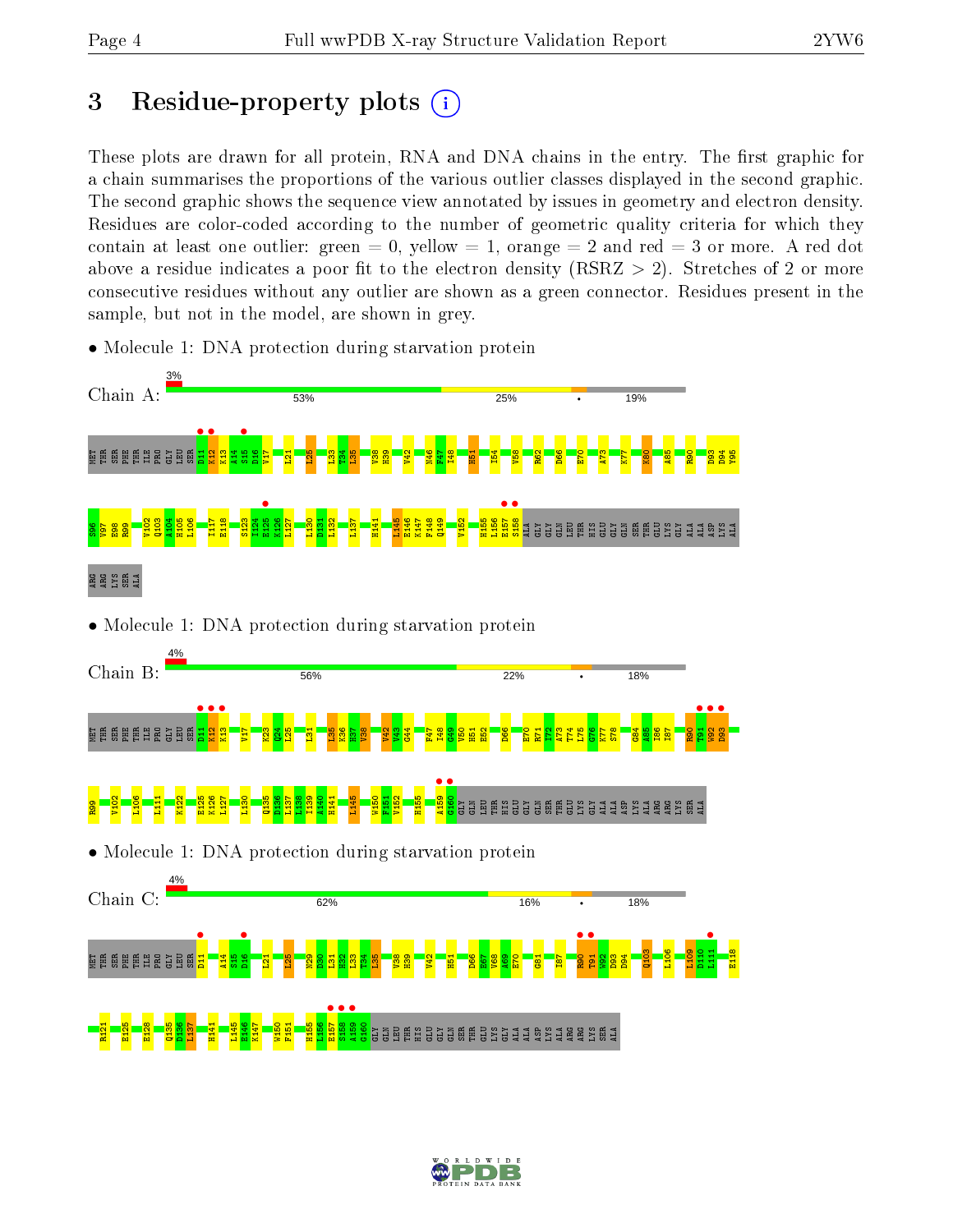# 3 Residue-property plots

These plots are drawn for all protein, RNA and DNA chains in the entry. The first graphic for a chain summarises the proportions of the various outlier classes displayed in the second graphic. The second graphic shows the sequence view annotated by issues in geometry and electron density. Residues are color-coded according to the number of geometric quality criteria for which they contain at least one outlier: green = 0, yellow = 1, orange = 2 and red = 3 or more. A red dot above a residue indicates a poor fit to the electron density (RSRZ > 2). Stretches of 2 or more consecutive residues without any outlier are shown as a green connector. Residues present in the sample, but not in the model, are shown in grey.

- Molecule 1: DNA protection during starvation protein

Chain A: 3% | 53% | 25% | • | 19%

MET THR SER PHE THR ILE PRO GLY LEU SER D11 K12 K13 A14 S15 D16 V17 L21 L25 L33 T34 L35 V38 H39 V42 N46 F47 I48 H51 I54 V58 R62 D66 E70 A73 K77 K80 A85 R90 D93 D94 Y95 S96 Y97 E98 R99 V102 Q103 A104 H105 L106 I117 E118 S123 I124 E125 K126 L127 L130 D131 L132 L137 H141 L145 E146 K147 F148 Q149 V152 H155 L156 E157 S158 ALA GLY GLY GLN LEU THR HIS GLU GLY GLN SER THR GLU LYS GLY ALA ALA ASP LYS ALA ARG ARG LYS SER ALA

- Molecule 1: DNA protection during starvation protein

Chain B: 4% | 56% | 22% | • | 18%

MET THR SER PHE THR ILE PRO GLY LEU SER D11 K12 K13 V17 K23 Q24 L25 L31 L35 K36 H37 V38 V42 V43 G44 F47 I48 G49 V50 H51 E52 D66 E70 R71 I72 A73 T74 L75 G76 K77 S78 G84 A85 I86 I87 R90 T91 W92 D93 R99 V102 L106 L111 K122 E125 K126 L127 L130 Q135 D136 L137 K138 L139 A140 H141 L145 W150 F151 V152 H155 A159 G160 GLY GLN LEU THR HIS GLU GLY GLN SER THR GLU LYS GLY ALA ALA ASP LYS ALA ARG ARG LYS SER ALA

- Molecule 1: DNA protection during starvation protein

Chain C: 4% | 62% | 16% | • | 18%

MET THR SER PHE THR ILE PRO GLY LEU SER D11 A14 S15 D16 L21 L25 N29 D30 L31 H32 L33 T34 L35 V38 H39 V42 H51 D66 E67 V68 A69 E70 G81 I87 R90 T91 W92 D93 D94 Q103 L106 L109 D110 L111 E118 R121 E125 E128 Q135 D136 L137 H141 L145 E146 K147 W150 F151 H155 L156 E157 S158 A159 G160 GLY GLN LEU THR HIS GLU GLY GLN SER THR GLU LYS GLY ALA ALA ASP LYS ALA ARG ARG LYS SER ALA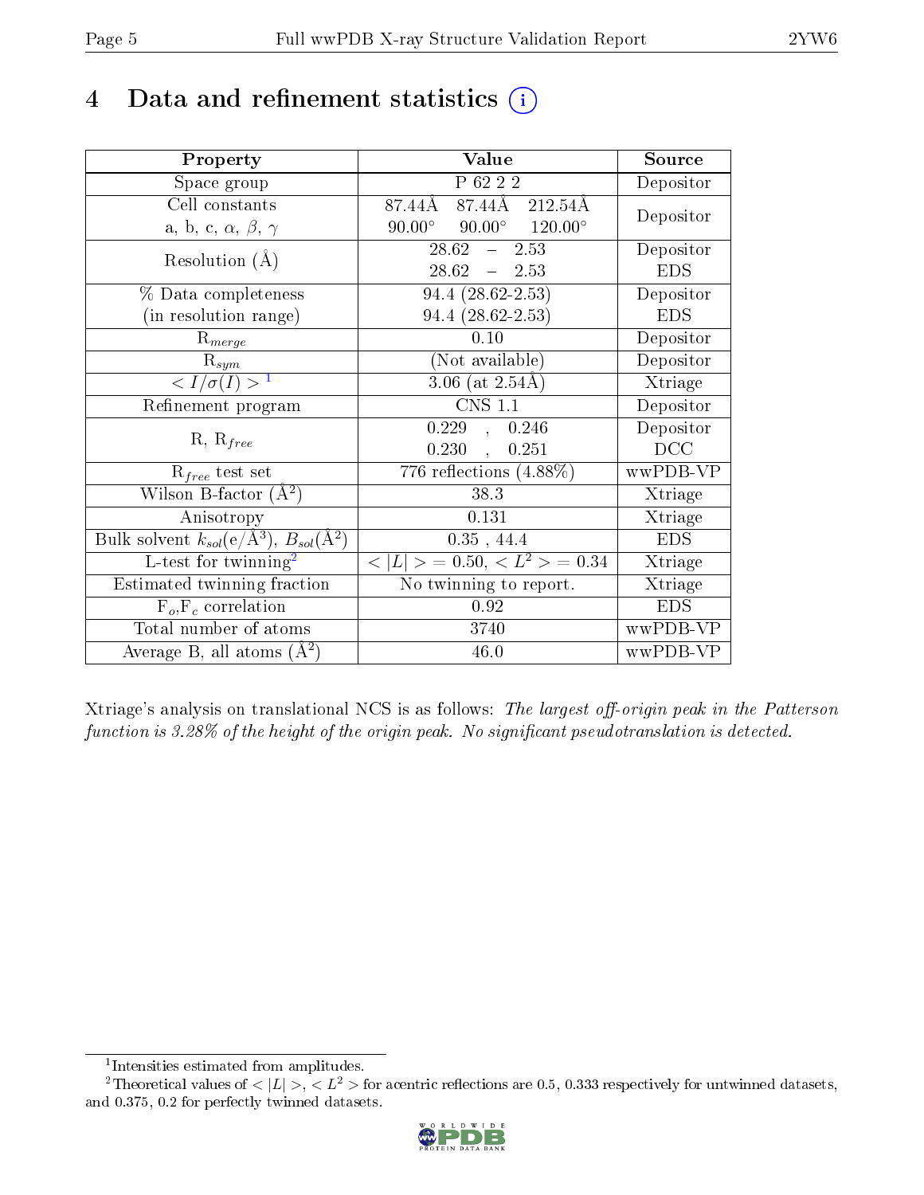# 4 Data and refinement statistics (i)

| Property | Value | Source |
|---|---|---|
| Space group | P 62 2 2 | Depositor |
| Cell constants<br>a, b, c, $\alpha$, $\beta$, $\gamma$ | 87.44Å 87.44Å 212.54Å<br>90.00° 90.00° 120.00° | Depositor |
| Resolution (Å) | 28.62 – 2.53<br>28.62 – 2.53 | Depositor<br>EDS |
| % Data completeness<br>(in resolution range) | 94.4 (28.62-2.53)<br>94.4 (28.62-2.53) | Depositor<br>EDS |
| $R_{merge}$ | 0.10 | Depositor |
| $R_{sym}$ | (Not available) | Depositor |
| $< I/\sigma(I) >$ [1] | 3.06 (at 2.54Å) | Xtriage |
| Refinement program | CNS 1.1 | Depositor |
| R, $R_{free}$ | 0.229 , 0.246<br>0.230 , 0.251 | Depositor<br>DCC |
| $R_{free}$ test set | 776 reflections (4.88%) | wwPDB-VP |
| Wilson B-factor (Å$^2$) | 38.3 | Xtriage |
| Anisotropy | 0.131 | Xtriage |
| Bulk solvent $k_{sol}$(e/Å$^3$), $B_{sol}$(Å$^2$) | 0.35 , 44.4 | EDS |
| L-test for twinning[2] | $< \lvert L \rvert > = 0.50$, $< L^2 > = 0.34$ | Xtriage |
| Estimated twinning fraction | No twinning to report. | Xtriage |
| $F_o$,$F_c$ correlation | 0.92 | EDS |
| Total number of atoms | 3740 | wwPDB-VP |
| Average B, all atoms (Å$^2$) | 46.0 | wwPDB-VP |

Xtriage's analysis on translational NCS is as follows: *The largest off-origin peak in the Patterson function is 3.28% of the height of the origin peak. No significant pseudotranslation is detected.*

[1] Intensities estimated from amplitudes.

[2] Theoretical values of $< \lvert L \rvert >$, $< L^2 >$ for acentric reflections are 0.5, 0.333 respectively for untwinned datasets, and 0.375, 0.2 for perfectly twinned datasets.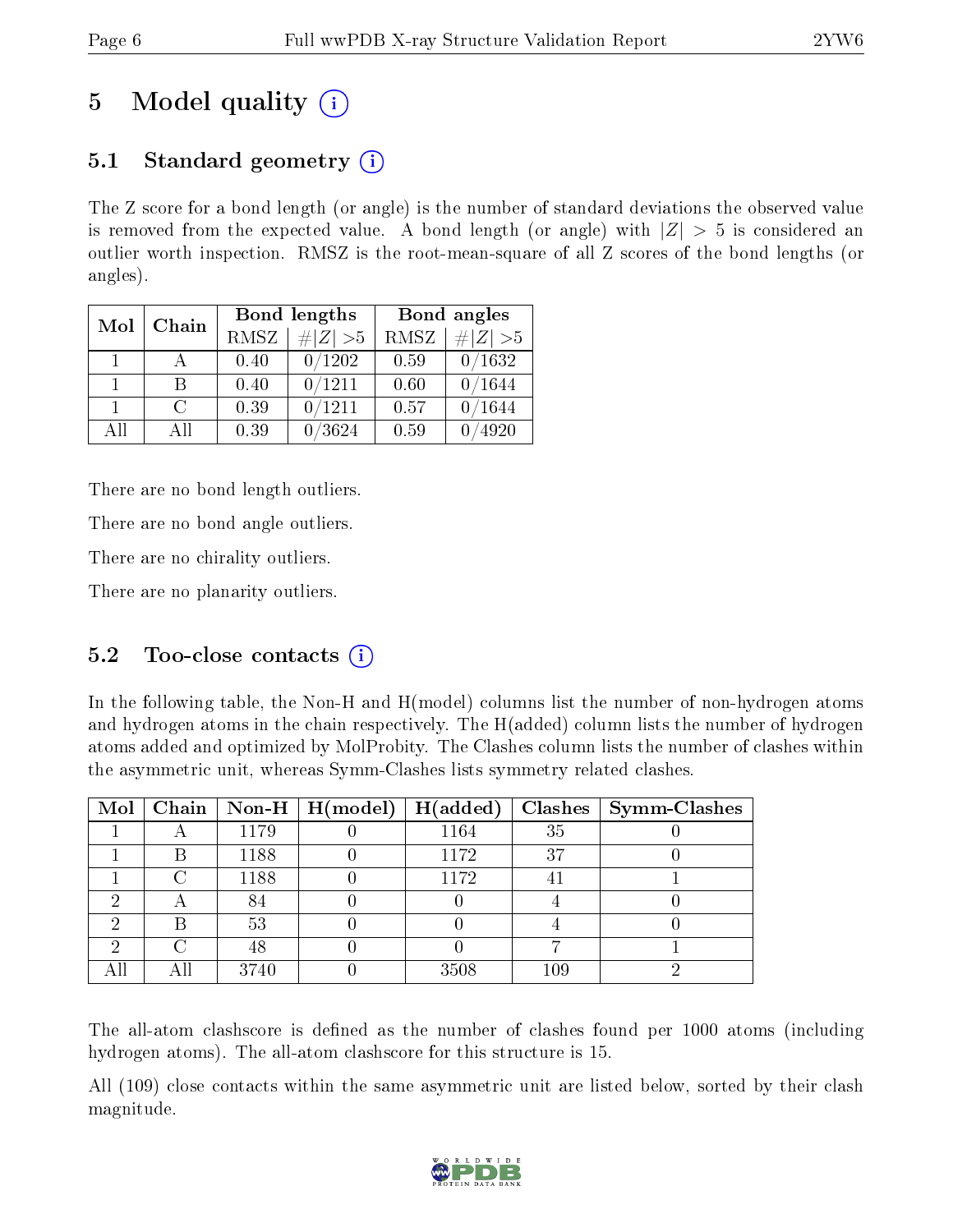# 5 Model quality (i)

## 5.1 Standard geometry (i)

The Z score for a bond length (or angle) is the number of standard deviations the observed value is removed from the expected value. A bond length (or angle) with $|Z| > 5$ is considered an outlier worth inspection. RMSZ is the root-mean-square of all Z scores of the bond lengths (or angles).

| Mol | Chain | Bond lengths | | Bond angles | |
|---|---|---|---|---|---|
| | | RMSZ | $\#\|Z\| > 5$ | RMSZ | $\#\|Z\| > 5$ |
| 1 | A | 0.40 | 0/1202 | 0.59 | 0/1632 |
| 1 | B | 0.40 | 0/1211 | 0.60 | 0/1644 |
| 1 | C | 0.39 | 0/1211 | 0.57 | 0/1644 |
| All | All | 0.39 | 0/3624 | 0.59 | 0/4920 |

There are no bond length outliers.

There are no bond angle outliers.

There are no chirality outliers.

There are no planarity outliers.

## 5.2 Too-close contacts (i)

In the following table, the Non-H and H(model) columns list the number of non-hydrogen atoms and hydrogen atoms in the chain respectively. The H(added) column lists the number of hydrogen atoms added and optimized by MolProbity. The Clashes column lists the number of clashes within the asymmetric unit, whereas Symm-Clashes lists symmetry related clashes.

| Mol | Chain | Non-H | H(model) | H(added) | Clashes | Symm-Clashes |
|---|---|---|---|---|---|---|
| 1 | A | 1179 | 0 | 1164 | 35 | 0 |
| 1 | B | 1188 | 0 | 1172 | 37 | 0 |
| 1 | C | 1188 | 0 | 1172 | 41 | 1 |
| 2 | A | 84 | 0 | 0 | 4 | 0 |
| 2 | B | 53 | 0 | 0 | 4 | 0 |
| 2 | C | 48 | 0 | 0 | 7 | 1 |
| All | All | 3740 | 0 | 3508 | 109 | 2 |

The all-atom clashscore is defined as the number of clashes found per 1000 atoms (including hydrogen atoms). The all-atom clashscore for this structure is 15.

All (109) close contacts within the same asymmetric unit are listed below, sorted by their clash magnitude.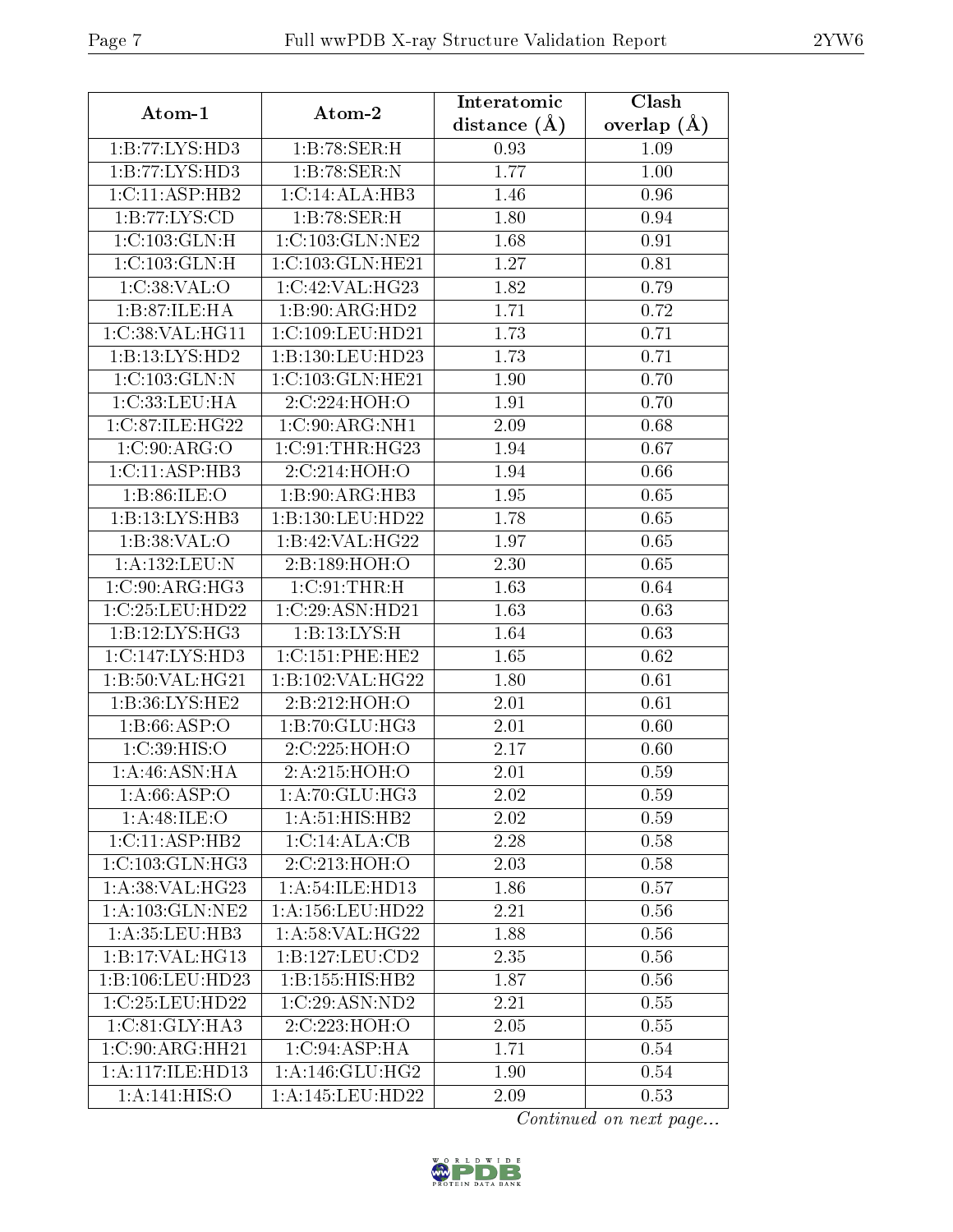| Atom-1 | Atom-2 | Interatomic distance (Å) | Clash overlap (Å) |
|---|---|---|---|
| 1:B:77:LYS:HD3 | 1:B:78:SER:H | 0.93 | 1.09 |
| 1:B:77:LYS:HD3 | 1:B:78:SER:N | 1.77 | 1.00 |
| 1:C:11:ASP:HB2 | 1:C:14:ALA:HB3 | 1.46 | 0.96 |
| 1:B:77:LYS:CD | 1:B:78:SER:H | 1.80 | 0.94 |
| 1:C:103:GLN:H | 1:C:103:GLN:NE2 | 1.68 | 0.91 |
| 1:C:103:GLN:H | 1:C:103:GLN:HE21 | 1.27 | 0.81 |
| 1:C:38:VAL:O | 1:C:42:VAL:HG23 | 1.82 | 0.79 |
| 1:B:87:ILE:HA | 1:B:90:ARG:HD2 | 1.71 | 0.72 |
| 1:C:38:VAL:HG11 | 1:C:109:LEU:HD21 | 1.73 | 0.71 |
| 1:B:13:LYS:HD2 | 1:B:130:LEU:HD23 | 1.73 | 0.71 |
| 1:C:103:GLN:N | 1:C:103:GLN:HE21 | 1.90 | 0.70 |
| 1:C:33:LEU:HA | 2:C:224:HOH:O | 1.91 | 0.70 |
| 1:C:87:ILE:HG22 | 1:C:90:ARG:NH1 | 2.09 | 0.68 |
| 1:C:90:ARG:O | 1:C:91:THR:HG23 | 1.94 | 0.67 |
| 1:C:11:ASP:HB3 | 2:C:214:HOH:O | 1.94 | 0.66 |
| 1:B:86:ILE:O | 1:B:90:ARG:HB3 | 1.95 | 0.65 |
| 1:B:13:LYS:HB3 | 1:B:130:LEU:HD22 | 1.78 | 0.65 |
| 1:B:38:VAL:O | 1:B:42:VAL:HG22 | 1.97 | 0.65 |
| 1:A:132:LEU:N | 2:B:189:HOH:O | 2.30 | 0.65 |
| 1:C:90:ARG:HG3 | 1:C:91:THR:H | 1.63 | 0.64 |
| 1:C:25:LEU:HD22 | 1:C:29:ASN:HD21 | 1.63 | 0.63 |
| 1:B:12:LYS:HG3 | 1:B:13:LYS:H | 1.64 | 0.63 |
| 1:C:147:LYS:HD3 | 1:C:151:PHE:HE2 | 1.65 | 0.62 |
| 1:B:50:VAL:HG21 | 1:B:102:VAL:HG22 | 1.80 | 0.61 |
| 1:B:36:LYS:HE2 | 2:B:212:HOH:O | 2.01 | 0.61 |
| 1:B:66:ASP:O | 1:B:70:GLU:HG3 | 2.01 | 0.60 |
| 1:C:39:HIS:O | 2:C:225:HOH:O | 2.17 | 0.60 |
| 1:A:46:ASN:HA | 2:A:215:HOH:O | 2.01 | 0.59 |
| 1:A:66:ASP:O | 1:A:70:GLU:HG3 | 2.02 | 0.59 |
| 1:A:48:ILE:O | 1:A:51:HIS:HB2 | 2.02 | 0.59 |
| 1:C:11:ASP:HB2 | 1:C:14:ALA:CB | 2.28 | 0.58 |
| 1:C:103:GLN:HG3 | 2:C:213:HOH:O | 2.03 | 0.58 |
| 1:A:38:VAL:HG23 | 1:A:54:ILE:HD13 | 1.86 | 0.57 |
| 1:A:103:GLN:NE2 | 1:A:156:LEU:HD22 | 2.21 | 0.56 |
| 1:A:35:LEU:HB3 | 1:A:58:VAL:HG22 | 1.88 | 0.56 |
| 1:B:17:VAL:HG13 | 1:B:127:LEU:CD2 | 2.35 | 0.56 |
| 1:B:106:LEU:HD23 | 1:B:155:HIS:HB2 | 1.87 | 0.56 |
| 1:C:25:LEU:HD22 | 1:C:29:ASN:ND2 | 2.21 | 0.55 |
| 1:C:81:GLY:HA3 | 2:C:223:HOH:O | 2.05 | 0.55 |
| 1:C:90:ARG:HH21 | 1:C:94:ASP:HA | 1.71 | 0.54 |
| 1:A:117:ILE:HD13 | 1:A:146:GLU:HG2 | 1.90 | 0.54 |
| 1:A:141:HIS:O | 1:A:145:LEU:HD22 | 2.09 | 0.53 |

*Continued on next page...*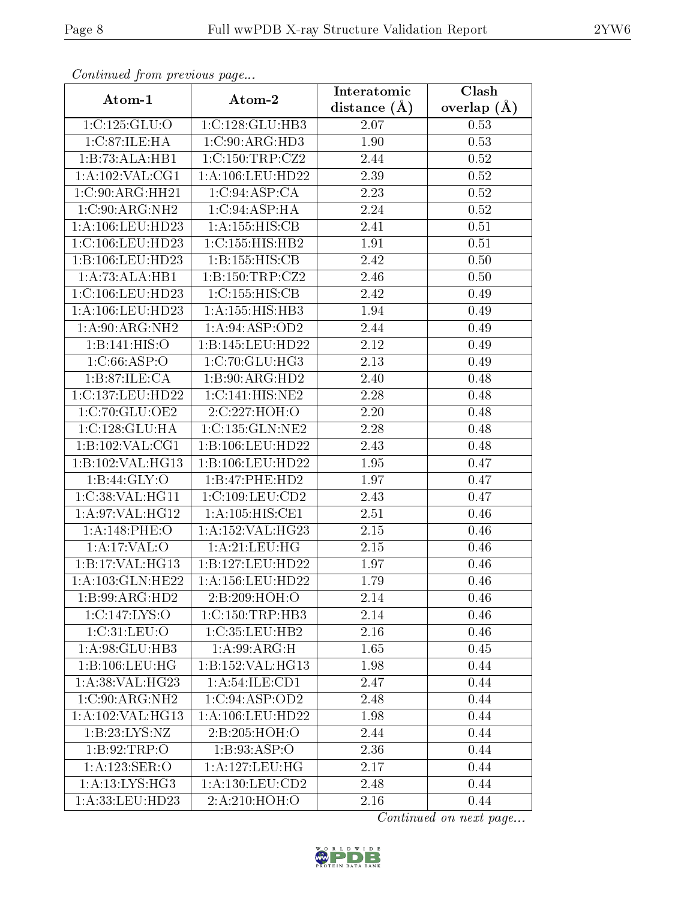*Continued from previous page...*

| Atom-1 | Atom-2 | Interatomic distance (Å) | Clash overlap (Å) |
|---|---|---|---|
| 1:C:125:GLU:O | 1:C:128:GLU:HB3 | 2.07 | 0.53 |
| 1:C:87:ILE:HA | 1:C:90:ARG:HD3 | 1.90 | 0.53 |
| 1:B:73:ALA:HB1 | 1:C:150:TRP:CZ2 | 2.44 | 0.52 |
| 1:A:102:VAL:CG1 | 1:A:106:LEU:HD22 | 2.39 | 0.52 |
| 1:C:90:ARG:HH21 | 1:C:94:ASP:CA | 2.23 | 0.52 |
| 1:C:90:ARG:NH2 | 1:C:94:ASP:HA | 2.24 | 0.52 |
| 1:A:106:LEU:HD23 | 1:A:155:HIS:CB | 2.41 | 0.51 |
| 1:C:106:LEU:HD23 | 1:C:155:HIS:HB2 | 1.91 | 0.51 |
| 1:B:106:LEU:HD23 | 1:B:155:HIS:CB | 2.42 | 0.50 |
| 1:A:73:ALA:HB1 | 1:B:150:TRP:CZ2 | 2.46 | 0.50 |
| 1:C:106:LEU:HD23 | 1:C:155:HIS:CB | 2.42 | 0.49 |
| 1:A:106:LEU:HD23 | 1:A:155:HIS:HB3 | 1.94 | 0.49 |
| 1:A:90:ARG:NH2 | 1:A:94:ASP:OD2 | 2.44 | 0.49 |
| 1:B:141:HIS:O | 1:B:145:LEU:HD22 | 2.12 | 0.49 |
| 1:C:66:ASP:O | 1:C:70:GLU:HG3 | 2.13 | 0.49 |
| 1:B:87:ILE:CA | 1:B:90:ARG:HD2 | 2.40 | 0.48 |
| 1:C:137:LEU:HD22 | 1:C:141:HIS:NE2 | 2.28 | 0.48 |
| 1:C:70:GLU:OE2 | 2:C:227:HOH:O | 2.20 | 0.48 |
| 1:C:128:GLU:HA | 1:C:135:GLN:NE2 | 2.28 | 0.48 |
| 1:B:102:VAL:CG1 | 1:B:106:LEU:HD22 | 2.43 | 0.48 |
| 1:B:102:VAL:HG13 | 1:B:106:LEU:HD22 | 1.95 | 0.47 |
| 1:B:44:GLY:O | 1:B:47:PHE:HD2 | 1.97 | 0.47 |
| 1:C:38:VAL:HG11 | 1:C:109:LEU:CD2 | 2.43 | 0.47 |
| 1:A:97:VAL:HG12 | 1:A:105:HIS:CE1 | 2.51 | 0.46 |
| 1:A:148:PHE:O | 1:A:152:VAL:HG23 | 2.15 | 0.46 |
| 1:A:17:VAL:O | 1:A:21:LEU:HG | 2.15 | 0.46 |
| 1:B:17:VAL:HG13 | 1:B:127:LEU:HD22 | 1.97 | 0.46 |
| 1:A:103:GLN:HE22 | 1:A:156:LEU:HD22 | 1.79 | 0.46 |
| 1:B:99:ARG:HD2 | 2:B:209:HOH:O | 2.14 | 0.46 |
| 1:C:147:LYS:O | 1:C:150:TRP:HB3 | 2.14 | 0.46 |
| 1:C:31:LEU:O | 1:C:35:LEU:HB2 | 2.16 | 0.46 |
| 1:A:98:GLU:HB3 | 1:A:99:ARG:H | 1.65 | 0.45 |
| 1:B:106:LEU:HG | 1:B:152:VAL:HG13 | 1.98 | 0.44 |
| 1:A:38:VAL:HG23 | 1:A:54:ILE:CD1 | 2.47 | 0.44 |
| 1:C:90:ARG:NH2 | 1:C:94:ASP:OD2 | 2.48 | 0.44 |
| 1:A:102:VAL:HG13 | 1:A:106:LEU:HD22 | 1.98 | 0.44 |
| 1:B:23:LYS:NZ | 2:B:205:HOH:O | 2.44 | 0.44 |
| 1:B:92:TRP:O | 1:B:93:ASP:O | 2.36 | 0.44 |
| 1:A:123:SER:O | 1:A:127:LEU:HG | 2.17 | 0.44 |
| 1:A:13:LYS:HG3 | 1:A:130:LEU:CD2 | 2.48 | 0.44 |
| 1:A:33:LEU:HD23 | 2:A:210:HOH:O | 2.16 | 0.44 |

*Continued on next page...*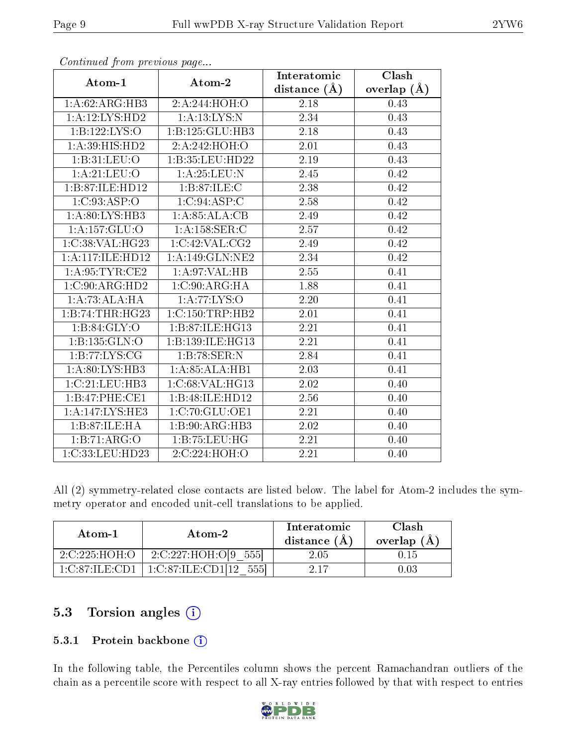*Continued from previous page...*

| Atom-1 | Atom-2 | Interatomic distance (Å) | Clash overlap (Å) |
|---|---|---|---|
| 1:A:62:ARG:HB3 | 2:A:244:HOH:O | 2.18 | 0.43 |
| 1:A:12:LYS:HD2 | 1:A:13:LYS:N | 2.34 | 0.43 |
| 1:B:122:LYS:O | 1:B:125:GLU:HB3 | 2.18 | 0.43 |
| 1:A:39:HIS:HD2 | 2:A:242:HOH:O | 2.01 | 0.43 |
| 1:B:31:LEU:O | 1:B:35:LEU:HD22 | 2.19 | 0.43 |
| 1:A:21:LEU:O | 1:A:25:LEU:N | 2.45 | 0.42 |
| 1:B:87:ILE:HD12 | 1:B:87:ILE:C | 2.38 | 0.42 |
| 1:C:93:ASP:O | 1:C:94:ASP:C | 2.58 | 0.42 |
| 1:A:80:LYS:HB3 | 1:A:85:ALA:CB | 2.49 | 0.42 |
| 1:A:157:GLU:O | 1:A:158:SER:C | 2.57 | 0.42 |
| 1:C:38:VAL:HG23 | 1:C:42:VAL:CG2 | 2.49 | 0.42 |
| 1:A:117:ILE:HD12 | 1:A:149:GLN:NE2 | 2.34 | 0.42 |
| 1:A:95:TYR:CE2 | 1:A:97:VAL:HB | 2.55 | 0.41 |
| 1:C:90:ARG:HD2 | 1:C:90:ARG:HA | 1.88 | 0.41 |
| 1:A:73:ALA:HA | 1:A:77:LYS:O | 2.20 | 0.41 |
| 1:B:74:THR:HG23 | 1:C:150:TRP:HB2 | 2.01 | 0.41 |
| 1:B:84:GLY:O | 1:B:87:ILE:HG13 | 2.21 | 0.41 |
| 1:B:135:GLN:O | 1:B:139:ILE:HG13 | 2.21 | 0.41 |
| 1:B:77:LYS:CG | 1:B:78:SER:N | 2.84 | 0.41 |
| 1:A:80:LYS:HB3 | 1:A:85:ALA:HB1 | 2.03 | 0.41 |
| 1:C:21:LEU:HB3 | 1:C:68:VAL:HG13 | 2.02 | 0.40 |
| 1:B:47:PHE:CE1 | 1:B:48:ILE:HD12 | 2.56 | 0.40 |
| 1:A:147:LYS:HE3 | 1:C:70:GLU:OE1 | 2.21 | 0.40 |
| 1:B:87:ILE:HA | 1:B:90:ARG:HB3 | 2.02 | 0.40 |
| 1:B:71:ARG:O | 1:B:75:LEU:HG | 2.21 | 0.40 |
| 1:C:33:LEU:HD23 | 2:C:224:HOH:O | 2.21 | 0.40 |

All (2) symmetry-related close contacts are listed below. The label for Atom-2 includes the symmetry operator and encoded unit-cell translations to be applied.

| Atom-1 | Atom-2 | Interatomic distance (Å) | Clash overlap (Å) |
|---|---|---|---|
| 2:C:225:HOH:O | 2:C:227:HOH:O[9_555] | 2.05 | 0.15 |
| 1:C:87:ILE:CD1 | 1:C:87:ILE:CD1[12_555] | 2.17 | 0.03 |

## 5.3 Torsion angles (i)

### 5.3.1 Protein backbone (i)

In the following table, the Percentiles column shows the percent Ramachandran outliers of the chain as a percentile score with respect to all X-ray entries followed by that with respect to entries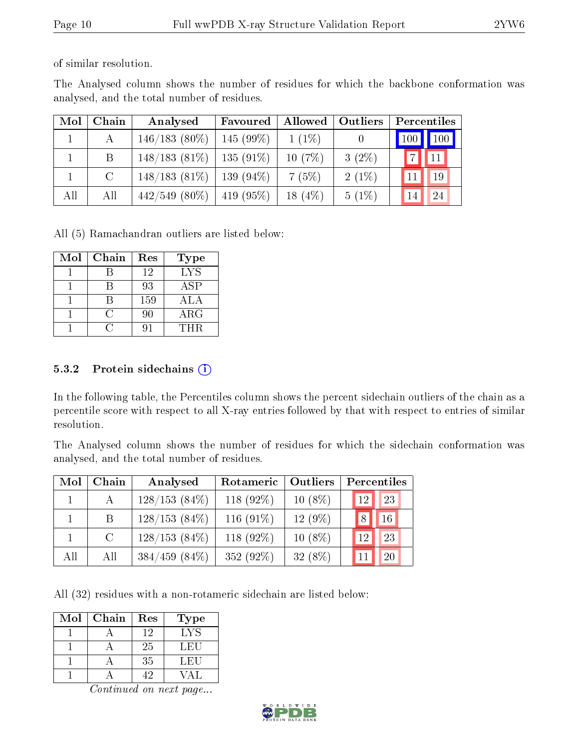of similar resolution.

The Analysed column shows the number of residues for which the backbone conformation was analysed, and the total number of residues.

| Mol | Chain | Analysed | Favoured | Allowed | Outliers | Percentiles | |
|---|---|---|---|---|---|---|---|
| 1 | A | 146/183 (80%) | 145 (99%) | 1 (1%) | 0 | 100 | 100 |
| 1 | B | 148/183 (81%) | 135 (91%) | 10 (7%) | 3 (2%) | 7 | 11 |
| 1 | C | 148/183 (81%) | 139 (94%) | 7 (5%) | 2 (1%) | 11 | 19 |
| All | All | 442/549 (80%) | 419 (95%) | 18 (4%) | 5 (1%) | 14 | 24 |

All (5) Ramachandran outliers are listed below:

| Mol | Chain | Res | Type |
|---|---|---|---|
| 1 | B | 12 | LYS |
| 1 | B | 93 | ASP |
| 1 | B | 159 | ALA |
| 1 | C | 90 | ARG |
| 1 | C | 91 | THR |

### 5.3.2 Protein sidechains

In the following table, the Percentiles column shows the percent sidechain outliers of the chain as a percentile score with respect to all X-ray entries followed by that with respect to entries of similar resolution.

The Analysed column shows the number of residues for which the sidechain conformation was analysed, and the total number of residues.

| Mol | Chain | Analysed | Rotameric | Outliers | Percentiles | |
|---|---|---|---|---|---|---|
| 1 | A | 128/153 (84%) | 118 (92%) | 10 (8%) | 12 | 23 |
| 1 | B | 128/153 (84%) | 116 (91%) | 12 (9%) | 8 | 16 |
| 1 | C | 128/153 (84%) | 118 (92%) | 10 (8%) | 12 | 23 |
| All | All | 384/459 (84%) | 352 (92%) | 32 (8%) | 11 | 20 |

All (32) residues with a non-rotameric sidechain are listed below:

| Mol | Chain | Res | Type |
|---|---|---|---|
| 1 | A | 12 | LYS |
| 1 | A | 25 | LEU |
| 1 | A | 35 | LEU |
| 1 | A | 42 | VAL |

*Continued on next page...*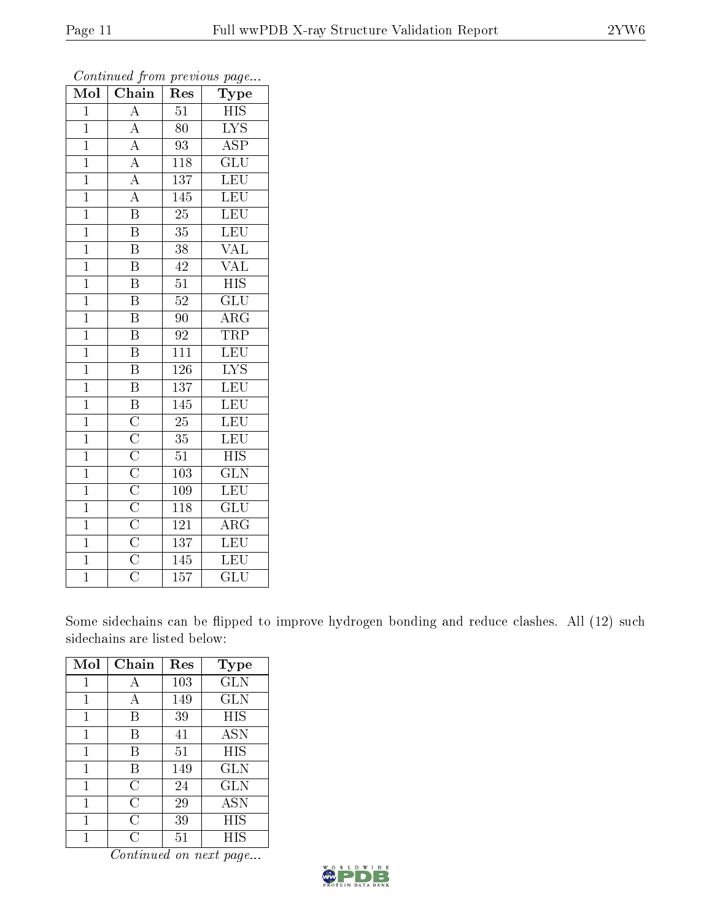*Continued from previous page...*

| Mol | Chain | Res | Type |
|---|---|---|---|
| 1 | A | 51 | HIS |
| 1 | A | 80 | LYS |
| 1 | A | 93 | ASP |
| 1 | A | 118 | GLU |
| 1 | A | 137 | LEU |
| 1 | A | 145 | LEU |
| 1 | B | 25 | LEU |
| 1 | B | 35 | LEU |
| 1 | B | 38 | VAL |
| 1 | B | 42 | VAL |
| 1 | B | 51 | HIS |
| 1 | B | 52 | GLU |
| 1 | B | 90 | ARG |
| 1 | B | 92 | TRP |
| 1 | B | 111 | LEU |
| 1 | B | 126 | LYS |
| 1 | B | 137 | LEU |
| 1 | B | 145 | LEU |
| 1 | C | 25 | LEU |
| 1 | C | 35 | LEU |
| 1 | C | 51 | HIS |
| 1 | C | 103 | GLN |
| 1 | C | 109 | LEU |
| 1 | C | 118 | GLU |
| 1 | C | 121 | ARG |
| 1 | C | 137 | LEU |
| 1 | C | 145 | LEU |
| 1 | C | 157 | GLU |

Some sidechains can be flipped to improve hydrogen bonding and reduce clashes. All (12) such sidechains are listed below:

| Mol | Chain | Res | Type |
|---|---|---|---|
| 1 | A | 103 | GLN |
| 1 | A | 149 | GLN |
| 1 | B | 39 | HIS |
| 1 | B | 41 | ASN |
| 1 | B | 51 | HIS |
| 1 | B | 149 | GLN |
| 1 | C | 24 | GLN |
| 1 | C | 29 | ASN |
| 1 | C | 39 | HIS |
| 1 | C | 51 | HIS |

*Continued on next page...*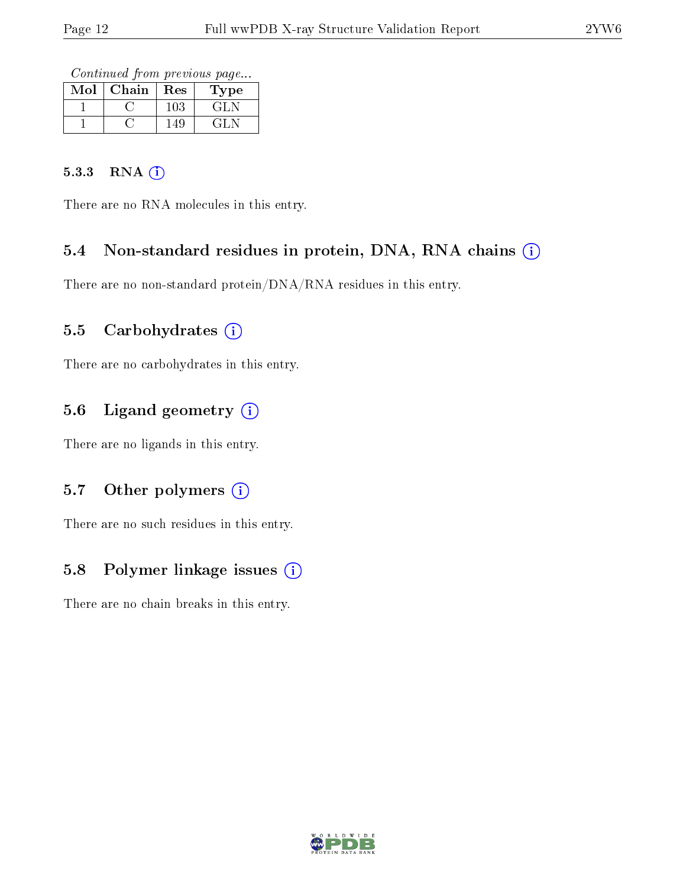*Continued from previous page...*

| Mol | Chain | Res | Type |
|---|---|---|---|
| 1 | C | 103 | GLN |
| 1 | C | 149 | GLN |

#### 5.3.3 RNA (i)

There are no RNA molecules in this entry.

### 5.4 Non-standard residues in protein, DNA, RNA chains (i)

There are no non-standard protein/DNA/RNA residues in this entry.

### 5.5 Carbohydrates (i)

There are no carbohydrates in this entry.

### 5.6 Ligand geometry (i)

There are no ligands in this entry.

### 5.7 Other polymers (i)

There are no such residues in this entry.

### 5.8 Polymer linkage issues (i)

There are no chain breaks in this entry.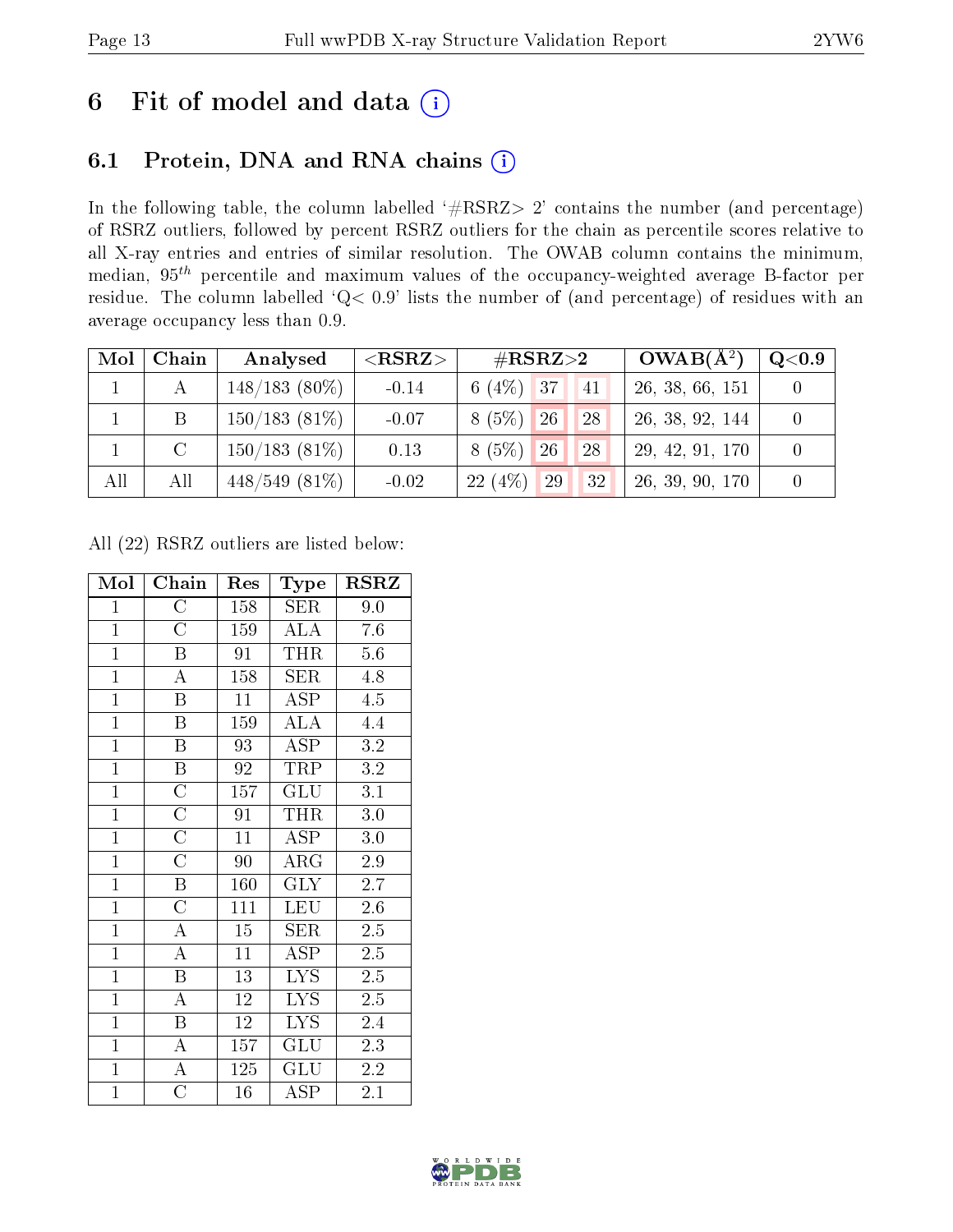# 6 Fit of model and data (i)

## 6.1 Protein, DNA and RNA chains (i)

In the following table, the column labelled '#RSRZ> 2' contains the number (and percentage) of RSRZ outliers, followed by percent RSRZ outliers for the chain as percentile scores relative to all X-ray entries and entries of similar resolution. The OWAB column contains the minimum, median, $95^{th}$ percentile and maximum values of the occupancy-weighted average B-factor per residue. The column labelled 'Q< 0.9' lists the number of (and percentage) of residues with an average occupancy less than 0.9.

| Mol | Chain | Analysed | <RSRZ> | #RSRZ>2 | | | OWAB(Å$^2$) | Q<0.9 |
|---|---|---|---|---|---|---|---|---|
| 1 | A | 148/183 (80%) | -0.14 | 6 (4%) | 37 | 41 | 26, 38, 66, 151 | 0 |
| 1 | B | 150/183 (81%) | -0.07 | 8 (5%) | 26 | 28 | 26, 38, 92, 144 | 0 |
| 1 | C | 150/183 (81%) | 0.13 | 8 (5%) | 26 | 28 | 29, 42, 91, 170 | 0 |
| All | All | 448/549 (81%) | -0.02 | 22 (4%) | 29 | 32 | 26, 39, 90, 170 | 0 |

All (22) RSRZ outliers are listed below:

| Mol | Chain | Res | Type | RSRZ |
|---|---|---|---|---|
| 1 | C | 158 | SER | 9.0 |
| 1 | C | 159 | ALA | 7.6 |
| 1 | B | 91 | THR | 5.6 |
| 1 | A | 158 | SER | 4.8 |
| 1 | B | 11 | ASP | 4.5 |
| 1 | B | 159 | ALA | 4.4 |
| 1 | B | 93 | ASP | 3.2 |
| 1 | B | 92 | TRP | 3.2 |
| 1 | C | 157 | GLU | 3.1 |
| 1 | C | 91 | THR | 3.0 |
| 1 | C | 11 | ASP | 3.0 |
| 1 | C | 90 | ARG | 2.9 |
| 1 | B | 160 | GLY | 2.7 |
| 1 | C | 111 | LEU | 2.6 |
| 1 | A | 15 | SER | 2.5 |
| 1 | A | 11 | ASP | 2.5 |
| 1 | B | 13 | LYS | 2.5 |
| 1 | A | 12 | LYS | 2.5 |
| 1 | B | 12 | LYS | 2.4 |
| 1 | A | 157 | GLU | 2.3 |
| 1 | A | 125 | GLU | 2.2 |
| 1 | C | 16 | ASP | 2.1 |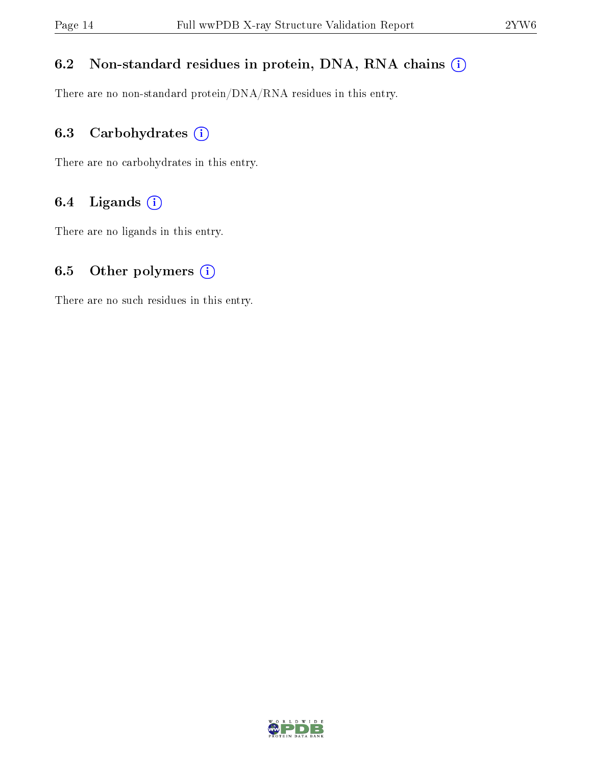### 6.2 Non-standard residues in protein, DNA, RNA chains

There are no non-standard protein/DNA/RNA residues in this entry.

### 6.3 Carbohydrates

There are no carbohydrates in this entry.

### 6.4 Ligands

There are no ligands in this entry.

### 6.5 Other polymers

There are no such residues in this entry.